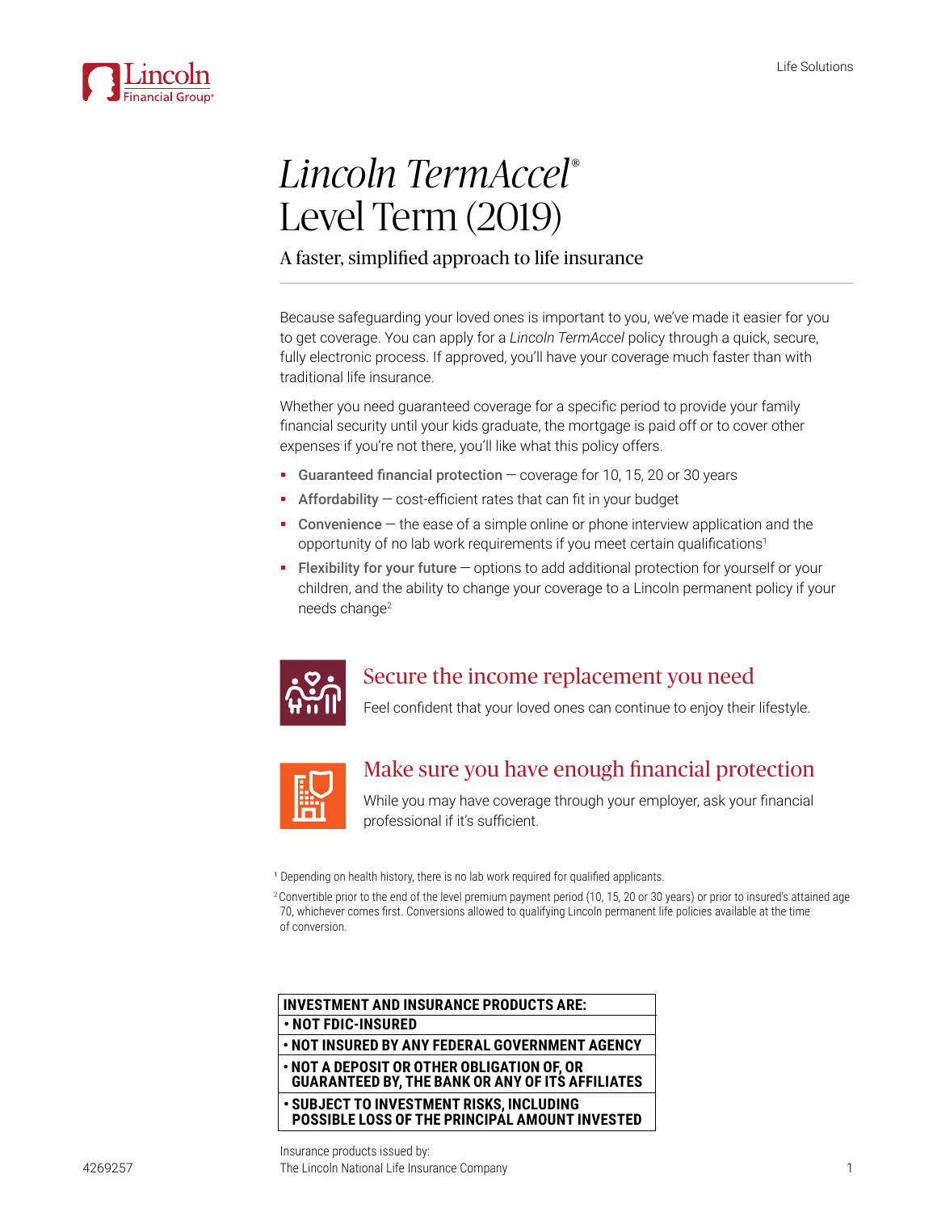# *Lincoln TermAccel®* Level Term (2019)

## A faster, simplified approach to life insurance

Because safeguarding your loved ones is important to you, we've made it easier for you to get coverage. You can apply for a *Lincoln TermAccel* policy through a quick, secure, fully electronic process. If approved, you'll have your coverage much faster than with traditional life insurance.

Whether you need guaranteed coverage for a specific period to provide your family financial security until your kids graduate, the mortgage is paid off or to cover other expenses if you're not there, you'll like what this policy offers.

- **Guaranteed financial protection** — coverage for 10, 15, 20 or 30 years
- **Affordability** — cost-efficient rates that can fit in your budget
- **Convenience** — the ease of a simple online or phone interview application and the opportunity of no lab work requirements if you meet certain qualifications[1]
- **Flexibility for your future** — options to add additional protection for yourself or your children, and the ability to change your coverage to a Lincoln permanent policy if your needs change[2]

### Secure the income replacement you need

Feel confident that your loved ones can continue to enjoy their lifestyle.

### Make sure you have enough financial protection

While you may have coverage through your employer, ask your financial professional if it's sufficient.

[1] Depending on health history, there is no lab work required for qualified applicants.

[2] Convertible prior to the end of the level premium payment period (10, 15, 20 or 30 years) or prior to insured's attained age 70, whichever comes first. Conversions allowed to qualifying Lincoln permanent life policies available at the time of conversion.

| INVESTMENT AND INSURANCE PRODUCTS ARE: |
| --- |
| • NOT FDIC-INSURED |
| • NOT INSURED BY ANY FEDERAL GOVERNMENT AGENCY |
| • NOT A DEPOSIT OR OTHER OBLIGATION OF, OR GUARANTEED BY, THE BANK OR ANY OF ITS AFFILIATES |
| • SUBJECT TO INVESTMENT RISKS, INCLUDING POSSIBLE LOSS OF THE PRINCIPAL AMOUNT INVESTED |

Insurance products issued by:
The Lincoln National Life Insurance Company

4269257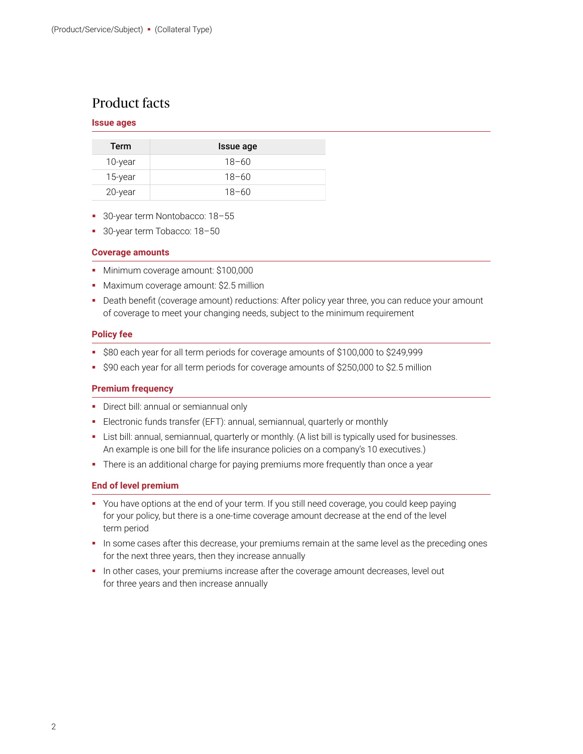# Product facts

## Issue ages

| Term | Issue age |
|---|---|
| 10-year | 18–60 |
| 15-year | 18–60 |
| 20-year | 18–60 |

- 30-year term Nontobacco: 18–55
- 30-year term Tobacco: 18–50

## Coverage amounts

- Minimum coverage amount: $100,000
- Maximum coverage amount: $2.5 million
- Death benefit (coverage amount) reductions: After policy year three, you can reduce your amount of coverage to meet your changing needs, subject to the minimum requirement

## Policy fee

- $80 each year for all term periods for coverage amounts of $100,000 to $249,999
- $90 each year for all term periods for coverage amounts of $250,000 to $2.5 million

## Premium frequency

- Direct bill: annual or semiannual only
- Electronic funds transfer (EFT): annual, semiannual, quarterly or monthly
- List bill: annual, semiannual, quarterly or monthly. (A list bill is typically used for businesses. An example is one bill for the life insurance policies on a company's 10 executives.)
- There is an additional charge for paying premiums more frequently than once a year

## End of level premium

- You have options at the end of your term. If you still need coverage, you could keep paying for your policy, but there is a one-time coverage amount decrease at the end of the level term period
- In some cases after this decrease, your premiums remain at the same level as the preceding ones for the next three years, then they increase annually
- In other cases, your premiums increase after the coverage amount decreases, level out for three years and then increase annually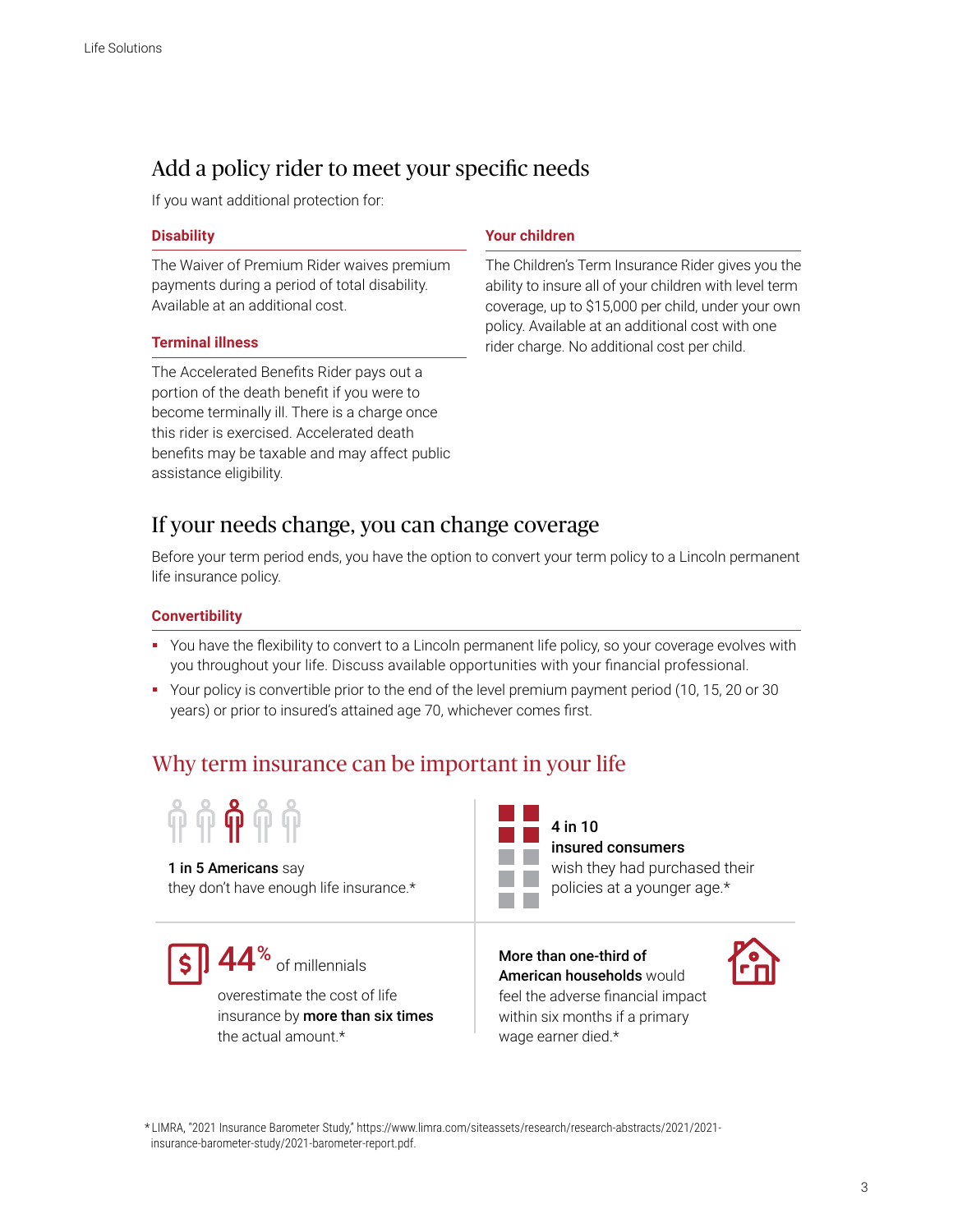## Add a policy rider to meet your specific needs

If you want additional protection for:

### Disability

The Waiver of Premium Rider waives premium payments during a period of total disability. Available at an additional cost.

### Terminal illness

The Accelerated Benefits Rider pays out a portion of the death benefit if you were to become terminally ill. There is a charge once this rider is exercised. Accelerated death benefits may be taxable and may affect public assistance eligibility.

### Your children

The Children's Term Insurance Rider gives you the ability to insure all of your children with level term coverage, up to $15,000 per child, under your own policy. Available at an additional cost with one rider charge. No additional cost per child.

## If your needs change, you can change coverage

Before your term period ends, you have the option to convert your term policy to a Lincoln permanent life insurance policy.

### Convertibility

- You have the flexibility to convert to a Lincoln permanent life policy, so your coverage evolves with you throughout your life. Discuss available opportunities with your financial professional.
- Your policy is convertible prior to the end of the level premium payment period (10, 15, 20 or 30 years) or prior to insured's attained age 70, whichever comes first.

## Why term insurance can be important in your life

**1 in 5 Americans** say they don't have enough life insurance.*

**4 in 10 insured consumers** wish they had purchased their policies at a younger age.*

**44%** of millennials overestimate the cost of life insurance by **more than six times** the actual amount.*

**More than one-third of American households** would feel the adverse financial impact within six months if a primary wage earner died.*

*LIMRA, "2021 Insurance Barometer Study," https://www.limra.com/siteassets/research/research-abstracts/2021/2021-insurance-barometer-study/2021-barometer-report.pdf.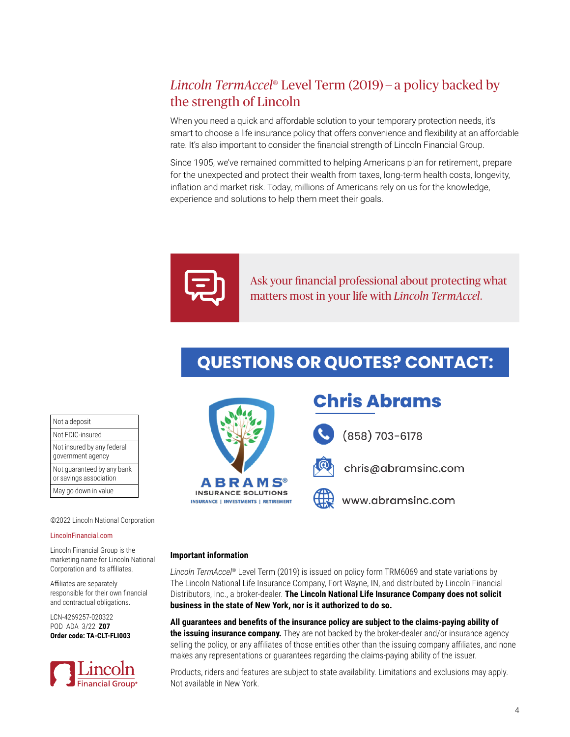## *Lincoln TermAccel*® Level Term (2019) – a policy backed by the strength of Lincoln

When you need a quick and affordable solution to your temporary protection needs, it's smart to choose a life insurance policy that offers convenience and flexibility at an affordable rate. It's also important to consider the financial strength of Lincoln Financial Group.

Since 1905, we've remained committed to helping Americans plan for retirement, prepare for the unexpected and protect their wealth from taxes, long-term health costs, longevity, inflation and market risk. Today, millions of Americans rely on us for the knowledge, experience and solutions to help them meet their goals.

Ask your financial professional about protecting what matters most in your life with *Lincoln TermAccel*.

## QUESTIONS OR QUOTES? CONTACT:

ABRAMS®
INSURANCE SOLUTIONS
INSURANCE | INVESTMENTS | RETIREMENT

### Chris Abrams

(858) 703-6178

chris@abramsinc.com

www.abramsinc.com

| |
|---|
| Not a deposit |
| Not FDIC-insured |
| Not insured by any federal government agency |
| Not guaranteed by any bank or savings association |
| May go down in value |

©2022 Lincoln National Corporation

LincolnFinancial.com

Lincoln Financial Group is the marketing name for Lincoln National Corporation and its affiliates.

Affiliates are separately responsible for their own financial and contractual obligations.

LCN-4269257-020322
POD ADA 3/22 **Z07**
**Order code: TA-CLT-FLI003**

Lincoln Financial Group®

**Important information**

*Lincoln TermAccel*® Level Term (2019) is issued on policy form TRM6069 and state variations by The Lincoln National Life Insurance Company, Fort Wayne, IN, and distributed by Lincoln Financial Distributors, Inc., a broker-dealer. **The Lincoln National Life Insurance Company does not solicit business in the state of New York, nor is it authorized to do so.**

**All guarantees and benefits of the insurance policy are subject to the claims-paying ability of the issuing insurance company.** They are not backed by the broker-dealer and/or insurance agency selling the policy, or any affiliates of those entities other than the issuing company affiliates, and none makes any representations or guarantees regarding the claims-paying ability of the issuer.

Products, riders and features are subject to state availability. Limitations and exclusions may apply. Not available in New York.